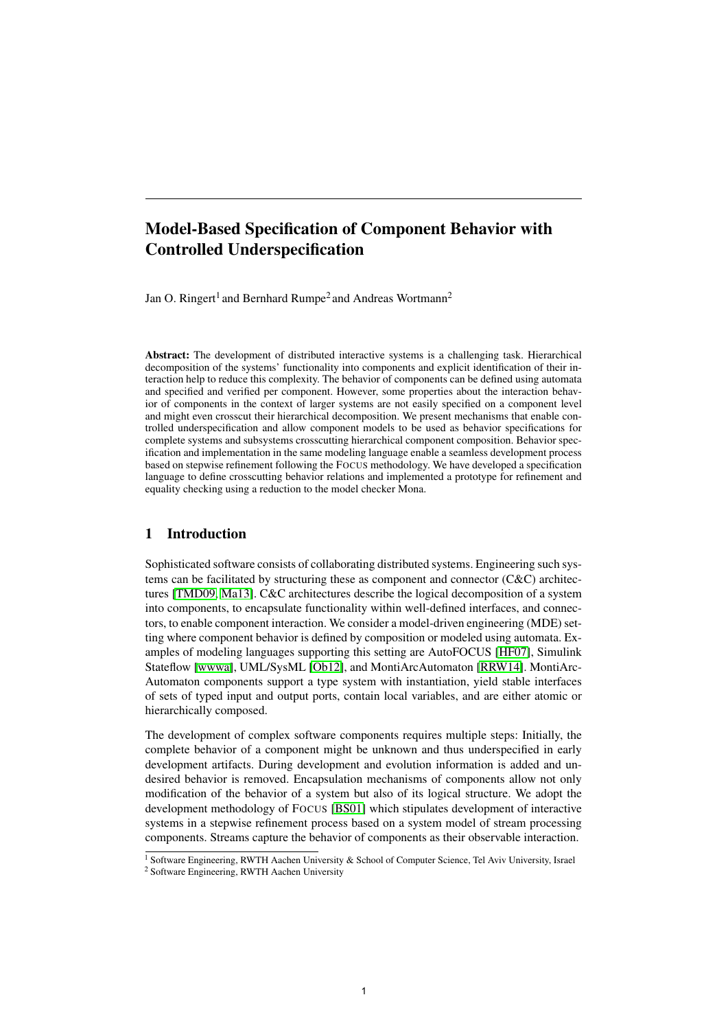# Model-Based Specification of Component Behavior with Controlled Underspecification

Jan O. Ringert[1] and Bernhard Rumpe[2] and Andreas Wortmann[2]

**Abstract:** The development of distributed interactive systems is a challenging task. Hierarchical decomposition of the systems' functionality into components and explicit identification of their interaction help to reduce this complexity. The behavior of components can be defined using automata and specified and verified per component. However, some properties about the interaction behavior of components in the context of larger systems are not easily specified on a component level and might even crosscut their hierarchical decomposition. We present mechanisms that enable controlled underspecification and allow component models to be used as behavior specifications for complete systems and subsystems crosscutting hierarchical component composition. Behavior specification and implementation in the same modeling language enable a seamless development process based on stepwise refinement following the FOCUS methodology. We have developed a specification language to define crosscutting behavior relations and implemented a prototype for refinement and equality checking using a reduction to the model checker Mona.

## 1 Introduction

Sophisticated software consists of collaborating distributed systems. Engineering such systems can be facilitated by structuring these as component and connector (C&C) architectures [TMD09, Ma13]. C&C architectures describe the logical decomposition of a system into components, to encapsulate functionality within well-defined interfaces, and connectors, to enable component interaction. We consider a model-driven engineering (MDE) setting where component behavior is defined by composition or modeled using automata. Examples of modeling languages supporting this setting are AutoFOCUS [HF07], Simulink Stateflow [wwwa], UML/SysML [Ob12], and MontiArcAutomaton [RRW14]. MontiArcAutomaton components support a type system with instantiation, yield stable interfaces of sets of typed input and output ports, contain local variables, and are either atomic or hierarchically composed.

The development of complex software components requires multiple steps: Initially, the complete behavior of a component might be unknown and thus underspecified in early development artifacts. During development and evolution information is added and undesired behavior is removed. Encapsulation mechanisms of components allow not only modification of the behavior of a system but also of its logical structure. We adopt the development methodology of FOCUS [BS01] which stipulates development of interactive systems in a stepwise refinement process based on a system model of stream processing components. Streams capture the behavior of components as their observable interaction.

[1] Software Engineering, RWTH Aachen University & School of Computer Science, Tel Aviv University, Israel

[2] Software Engineering, RWTH Aachen University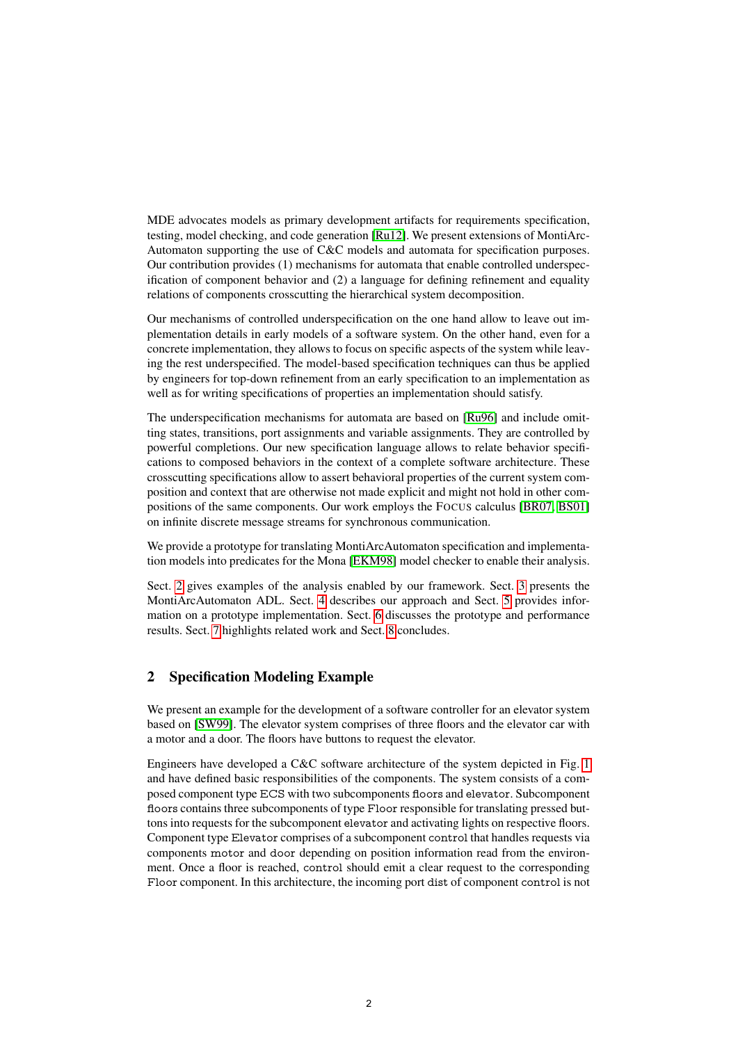MDE advocates models as primary development artifacts for requirements specification, testing, model checking, and code generation [Ru12]. We present extensions of MontiArc-Automaton supporting the use of C&C models and automata for specification purposes. Our contribution provides (1) mechanisms for automata that enable controlled underspecification of component behavior and (2) a language for defining refinement and equality relations of components crosscutting the hierarchical system decomposition.

Our mechanisms of controlled underspecification on the one hand allow to leave out implementation details in early models of a software system. On the other hand, even for a concrete implementation, they allows to focus on specific aspects of the system while leaving the rest underspecified. The model-based specification techniques can thus be applied by engineers for top-down refinement from an early specification to an implementation as well as for writing specifications of properties an implementation should satisfy.

The underspecification mechanisms for automata are based on [Ru96] and include omitting states, transitions, port assignments and variable assignments. They are controlled by powerful completions. Our new specification language allows to relate behavior specifications to composed behaviors in the context of a complete software architecture. These crosscutting specifications allow to assert behavioral properties of the current system composition and context that are otherwise not made explicit and might not hold in other compositions of the same components. Our work employs the FOCUS calculus [BR07, BS01] on infinite discrete message streams for synchronous communication.

We provide a prototype for translating MontiArcAutomaton specification and implementation models into predicates for the Mona [EKM98] model checker to enable their analysis.

Sect. 2 gives examples of the analysis enabled by our framework. Sect. 3 presents the MontiArcAutomaton ADL. Sect. 4 describes our approach and Sect. 5 provides information on a prototype implementation. Sect. 6 discusses the prototype and performance results. Sect. 7 highlights related work and Sect. 8 concludes.

## 2 Specification Modeling Example

We present an example for the development of a software controller for an elevator system based on [SW99]. The elevator system comprises of three floors and the elevator car with a motor and a door. The floors have buttons to request the elevator.

Engineers have developed a C&C software architecture of the system depicted in Fig. 1 and have defined basic responsibilities of the components. The system consists of a composed component type ECS with two subcomponents floors and elevator. Subcomponent floors contains three subcomponents of type Floor responsible for translating pressed buttons into requests for the subcomponent elevator and activating lights on respective floors. Component type Elevator comprises of a subcomponent control that handles requests via components motor and door depending on position information read from the environment. Once a floor is reached, control should emit a clear request to the corresponding Floor component. In this architecture, the incoming port dist of component control is not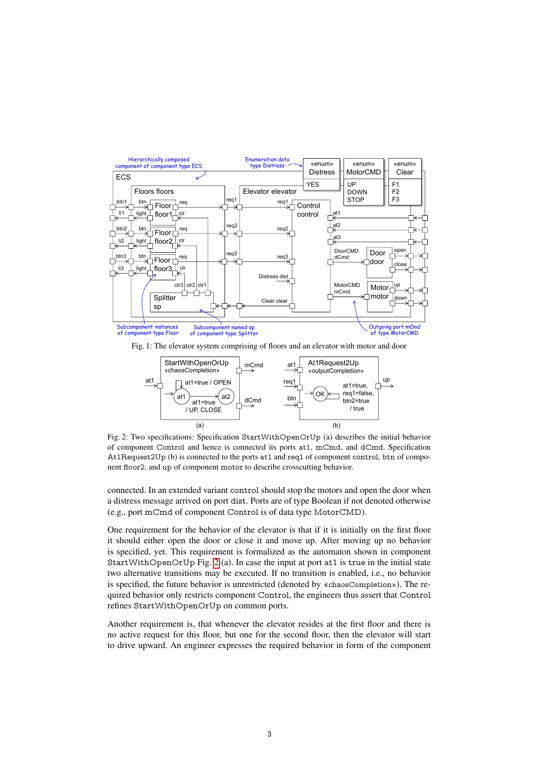Fig. 1: The elevator system comprising of floors and an elevator with motor and door

Fig. 2: Two specifications: Specification `StartWithOpenOrUp` (a) describes the initial behavior of component `Control` and hence is connected its ports `at1`, `mCmd`, and `dCmd`. Specification `At1Request2Up` (b) is connected to the ports `at1` and `req1` of component `control`, `btn` of component `floor2`, and `up` of component `motor` to describe crosscutting behavior.

connected. In an extended variant `control` should stop the motors and open the door when a distress message arrived on port `dist`. Ports are of type Boolean if not denoted otherwise (e.g., port `mCmd` of component `Control` is of data type `MotorCMD`).

One requirement for the behavior of the elevator is that if it is initially on the first floor it should either open the door or close it and move up. After moving up no behavior is specified, yet. This requirement is formalized as the automaton shown in component `StartWithOpenOrUp` Fig. 2 (a). In case the input at port `at1` is `true` in the initial state two alternative transitions may be executed. If no transition is enabled, i.e., no behavior is specified, the future behavior is unrestricted (denoted by «chaosCompletion»). The required behavior only restricts component `Control`, the engineers thus assert that `Control` refines `StartWithOpenOrUp` on common ports.

Another requirement is, that whenever the elevator resides at the first floor and there is no active request for this floor, but one for the second floor, then the elevator will start to drive upward. An engineer expresses the required behavior in form of the component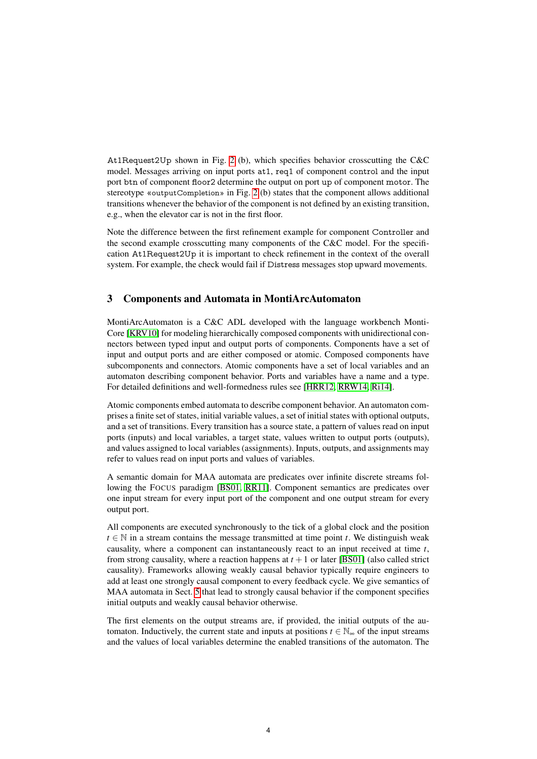At1Request2Up shown in Fig. 2 (b), which specifies behavior crosscutting the C&C model. Messages arriving on input ports at1, req1 of component control and the input port btn of component floor2 determine the output on port up of component motor. The stereotype «outputCompletion» in Fig. 2 (b) states that the component allows additional transitions whenever the behavior of the component is not defined by an existing transition, e.g., when the elevator car is not in the first floor.

Note the difference between the first refinement example for component Controller and the second example crosscutting many components of the C&C model. For the specification At1Request2Up it is important to check refinement in the context of the overall system. For example, the check would fail if Distress messages stop upward movements.

## 3 Components and Automata in MontiArcAutomaton

MontiArcAutomaton is a C&C ADL developed with the language workbench MontiCore [KRV10] for modeling hierarchically composed components with unidirectional connectors between typed input and output ports of components. Components have a set of input and output ports and are either composed or atomic. Composed components have subcomponents and connectors. Atomic components have a set of local variables and an automaton describing component behavior. Ports and variables have a name and a type. For detailed definitions and well-formedness rules see [HRR12, RRW14, Ri14].

Atomic components embed automata to describe component behavior. An automaton comprises a finite set of states, initial variable values, a set of initial states with optional outputs, and a set of transitions. Every transition has a source state, a pattern of values read on input ports (inputs) and local variables, a target state, values written to output ports (outputs), and values assigned to local variables (assignments). Inputs, outputs, and assignments may refer to values read on input ports and values of variables.

A semantic domain for MAA automata are predicates over infinite discrete streams following the FOCUS paradigm [BS01, RR11]. Component semantics are predicates over one input stream for every input port of the component and one output stream for every output port.

All components are executed synchronously to the tick of a global clock and the position $t \in \mathbb{N}$ in a stream contains the message transmitted at time point $t$. We distinguish weak causality, where a component can instantaneously react to an input received at time $t$, from strong causality, where a reaction happens at $t+1$ or later [BS01] (also called strict causality). Frameworks allowing weakly causal behavior typically require engineers to add at least one strongly causal component to every feedback cycle. We give semantics of MAA automata in Sect. 5 that lead to strongly causal behavior if the component specifies initial outputs and weakly causal behavior otherwise.

The first elements on the output streams are, if provided, the initial outputs of the automaton. Inductively, the current state and inputs at positions $t \in \mathbb{N}_\infty$ of the input streams and the values of local variables determine the enabled transitions of the automaton. The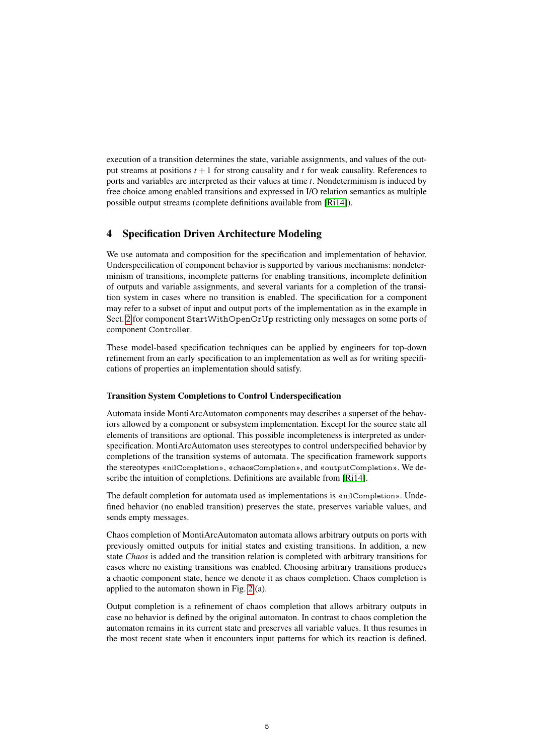execution of a transition determines the state, variable assignments, and values of the output streams at positions $t+1$ for strong causality and $t$ for weak causality. References to ports and variables are interpreted as their values at time $t$. Nondeterminism is induced by free choice among enabled transitions and expressed in I/O relation semantics as multiple possible output streams (complete definitions available from [Ri14]).

## 4 Specification Driven Architecture Modeling

We use automata and composition for the specification and implementation of behavior. Underspecification of component behavior is supported by various mechanisms: nondeterminism of transitions, incomplete patterns for enabling transitions, incomplete definition of outputs and variable assignments, and several variants for a completion of the transition system in cases where no transition is enabled. The specification for a component may refer to a subset of input and output ports of the implementation as in the example in Sect. 2 for component `StartWithOpenOrUp` restricting only messages on some ports of component `Controller`.

These model-based specification techniques can be applied by engineers for top-down refinement from an early specification to an implementation as well as for writing specifications of properties an implementation should satisfy.

### Transition System Completions to Control Underspecification

Automata inside MontiArcAutomaton components may describes a superset of the behaviors allowed by a component or subsystem implementation. Except for the source state all elements of transitions are optional. This possible incompleteness is interpreted as underspecification. MontiArcAutomaton uses stereotypes to control underspecified behavior by completions of the transition systems of automata. The specification framework supports the stereotypes «`nilCompletion`», «`chaosCompletion`», and «`outputCompletion`». We describe the intuition of completions. Definitions are available from [Ri14].

The default completion for automata used as implementations is «`nilCompletion`». Undefined behavior (no enabled transition) preserves the state, preserves variable values, and sends empty messages.

Chaos completion of MontiArcAutomaton automata allows arbitrary outputs on ports with previously omitted outputs for initial states and existing transitions. In addition, a new state *Chaos* is added and the transition relation is completed with arbitrary transitions for cases where no existing transitions was enabled. Choosing arbitrary transitions produces a chaotic component state, hence we denote it as chaos completion. Chaos completion is applied to the automaton shown in Fig. 2 (a).

Output completion is a refinement of chaos completion that allows arbitrary outputs in case no behavior is defined by the original automaton. In contrast to chaos completion the automaton remains in its current state and preserves all variable values. It thus resumes in the most recent state when it encounters input patterns for which its reaction is defined.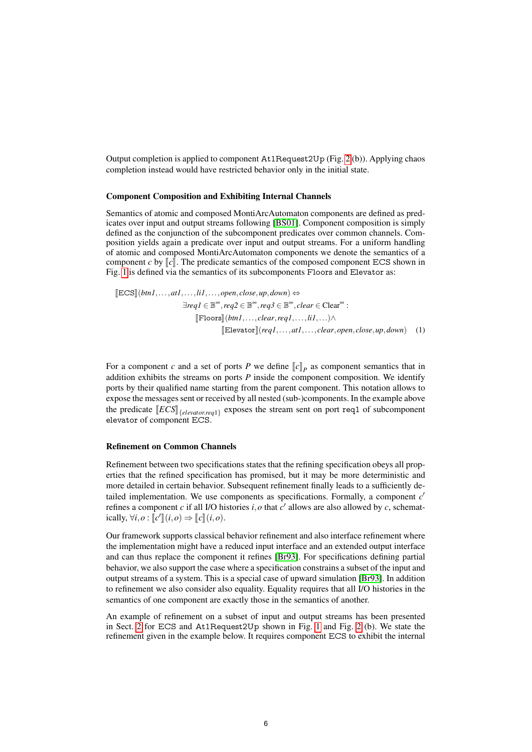Output completion is applied to component `At1Request2Up` (Fig. 2(b)). Applying chaos completion instead would have restricted behavior only in the initial state.

### Component Composition and Exhibiting Internal Channels

Semantics of atomic and composed MontiArcAutomaton components are defined as predicates over input and output streams following [BS01]. Component composition is simply defined as the conjunction of the subcomponent predicates over common channels. Composition yields again a predicate over input and output streams. For a uniform handling of atomic and composed MontiArcAutomaton components we denote the semantics of a component $c$ by $[\![c]\!]$. The predicate semantics of the composed component `ECS` shown in Fig. 1 is defined via the semantics of its subcomponents `Floors` and `Elevator` as:

$$
\begin{aligned}
[\![\texttt{ECS}]\!](btn1,\ldots,at1,\ldots,li1,\ldots,open,close,up,down) \Leftrightarrow \\
\exists req1 \in \mathbb{B}^{\infty}, req2 \in \mathbb{B}^{\infty}, req3 \in \mathbb{B}^{\infty}, clear \in \text{Clear}^{\infty} : \\
[\![\texttt{Floors}]\!](btn1,\ldots,clear,req1,\ldots,li1,\ldots) \wedge \\
[\![\texttt{Elevator}]\!](req1,\ldots,at1,\ldots,clear,open,close,up,down) \quad (1)
\end{aligned}
$$

For a component $c$ and a set of ports $P$ we define $[\![c]\!]_P$ as component semantics that in addition exhibits the streams on ports $P$ inside the component composition. We identify ports by their qualified name starting from the parent component. This notation allows to expose the messages sent or received by all nested (sub-)components. In the example above the predicate $[\![ECS]\!]_{\{elevator.req1\}}$ exposes the stream sent on port `req1` of subcomponent `elevator` of component `ECS`.

### Refinement on Common Channels

Refinement between two specifications states that the refining specification obeys all properties that the refined specification has promised, but it may be more deterministic and more detailed in certain behavior. Subsequent refinement finally leads to a sufficiently detailed implementation. We use components as specifications. Formally, a component $c'$ refines a component $c$ if all I/O histories $i, o$ that $c'$ allows are also allowed by $c$, schematically, $\forall i,o : [\![c']\!](i,o) \Rightarrow [\![c]\!](i,o)$.

Our framework supports classical behavior refinement and also interface refinement where the implementation might have a reduced input interface and an extended output interface and can thus replace the component it refines [Br93]. For specifications defining partial behavior, we also support the case where a specification constrains a subset of the input and output streams of a system. This is a special case of upward simulation [Br93]. In addition to refinement we also consider also equality. Equality requires that all I/O histories in the semantics of one component are exactly those in the semantics of another.

An example of refinement on a subset of input and output streams has been presented in Sect. 2 for `ECS` and `At1Request2Up` shown in Fig. 1 and Fig. 2 (b). We state the refinement given in the example below. It requires component `ECS` to exhibit the internal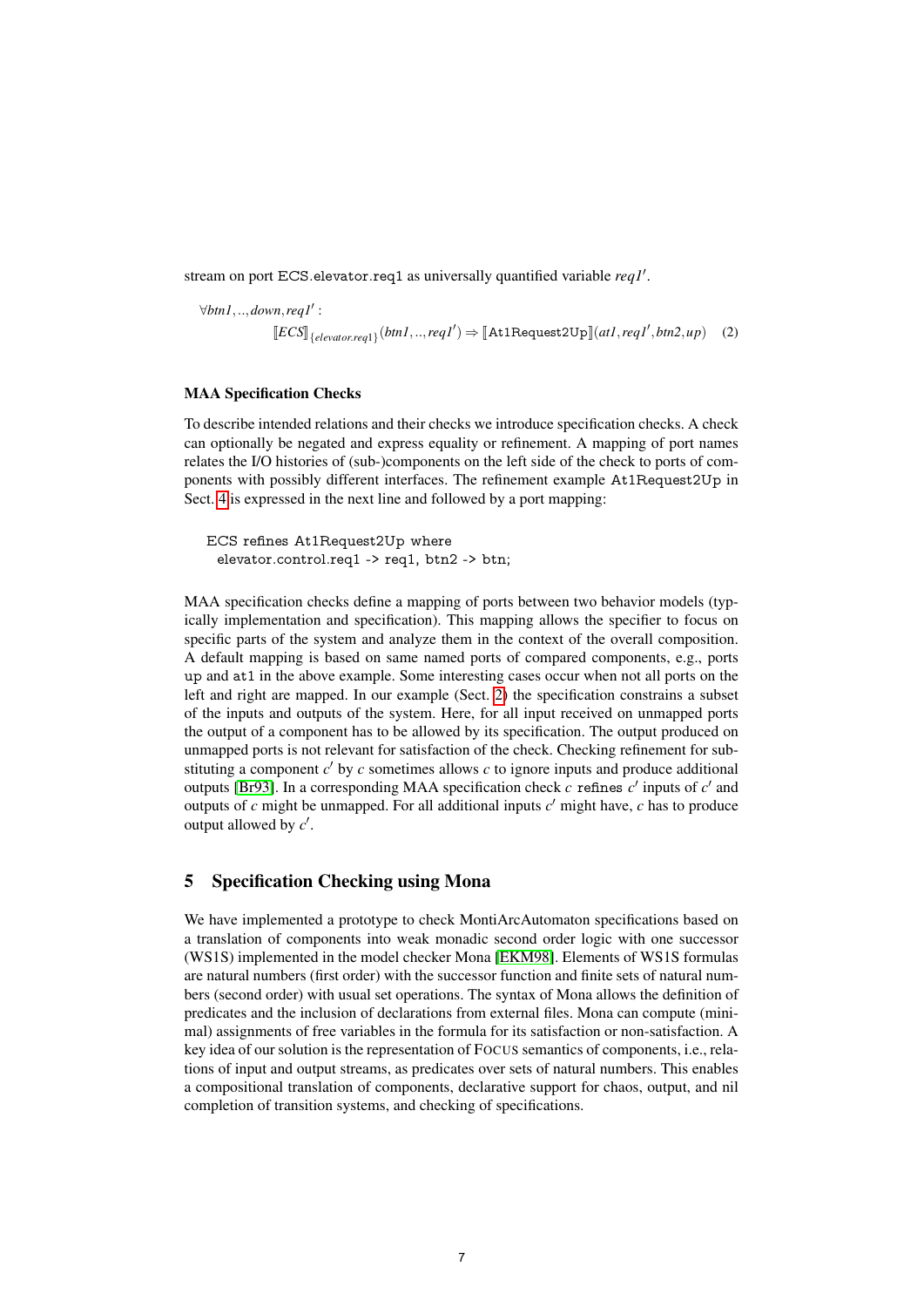stream on port ECS.elevator.req1 as universally quantified variable $req1'$.

$$\forall btn1,..,down,req1' : \\ [\![ECS]\!]_{\{elevator.req1\}}(btn1,..,req1') \Rightarrow [\![\texttt{At1Request2Up}]\!](at1,req1',btn2,up) \quad (2)$$

**MAA Specification Checks**

To describe intended relations and their checks we introduce specification checks. A check can optionally be negated and express equality or refinement. A mapping of port names relates the I/O histories of (sub-)components on the left side of the check to ports of components with possibly different interfaces. The refinement example At1Request2Up in Sect. 4 is expressed in the next line and followed by a port mapping:

```
ECS refines At1Request2Up where
  elevator.control.req1 -> req1, btn2 -> btn;
```

MAA specification checks define a mapping of ports between two behavior models (typically implementation and specification). This mapping allows the specifier to focus on specific parts of the system and analyze them in the context of the overall composition. A default mapping is based on same named ports of compared components, e.g., ports up and at1 in the above example. Some interesting cases occur when not all ports on the left and right are mapped. In our example (Sect. 2) the specification constrains a subset of the inputs and outputs of the system. Here, for all input received on unmapped ports the output of a component has to be allowed by its specification. The output produced on unmapped ports is not relevant for satisfaction of the check. Checking refinement for substituting a component $c'$ by $c$ sometimes allows $c$ to ignore inputs and produce additional outputs [Br93]. In a corresponding MAA specification check $c$ refines $c'$ inputs of $c'$ and outputs of $c$ might be unmapped. For all additional inputs $c'$ might have, $c$ has to produce output allowed by $c'$.

## 5 Specification Checking using Mona

We have implemented a prototype to check MontiArcAutomaton specifications based on a translation of components into weak monadic second order logic with one successor (WS1S) implemented in the model checker Mona [EKM98]. Elements of WS1S formulas are natural numbers (first order) with the successor function and finite sets of natural numbers (second order) with usual set operations. The syntax of Mona allows the definition of predicates and the inclusion of declarations from external files. Mona can compute (minimal) assignments of free variables in the formula for its satisfaction or non-satisfaction. A key idea of our solution is the representation of FOCUS semantics of components, i.e., relations of input and output streams, as predicates over sets of natural numbers. This enables a compositional translation of components, declarative support for chaos, output, and nil completion of transition systems, and checking of specifications.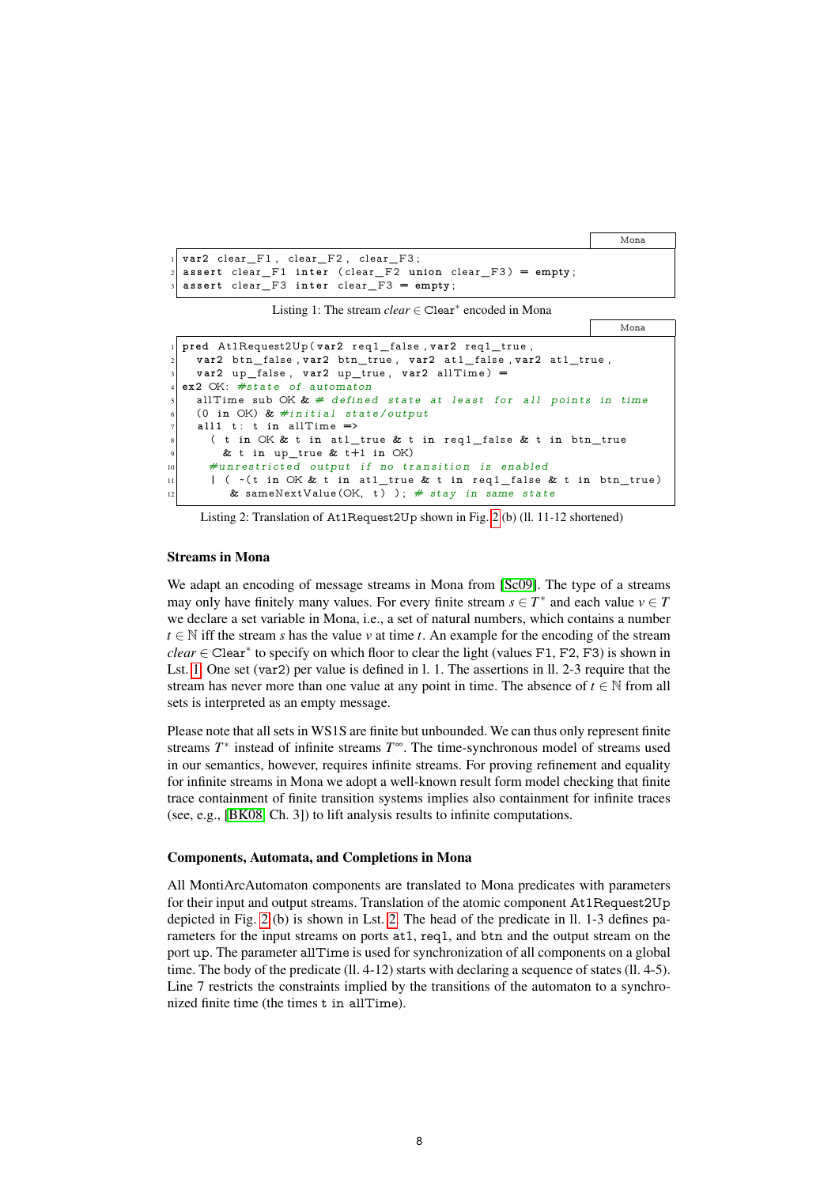```
var2 clear_F1, clear_F2, clear_F3;
assert clear_F1 inter (clear_F2 union clear_F3) = empty;
assert clear_F3 inter clear_F3 = empty;
```

Listing 1: The stream *clear* $\in$ Clear$^*$ encoded in Mona

```
pred At1Request2Up(var2 req1_false,var2 req1_true,
  var2 btn_false,var2 btn_true, var2 at1_false,var2 at1_true,
  var2 up_false, var2 up_true, var2 allTime) =
ex2 OK: #state of automaton
  allTime sub OK & # defined state at least for all points in time
  (0 in OK) & #initial state/output
  all1 t: t in allTime =>
    ( t in OK & t in at1_true & t in req1_false & t in btn_true
      & t in up_true & t+1 in OK)
    #unrestricted output if no transition is enabled
    | ( ~(t in OK & t in at1_true & t in req1_false & t in btn_true)
       & sameNextValue(OK, t) ); # stay in same state
```

Listing 2: Translation of At1Request2Up shown in Fig. 2 (b) (ll. 11-12 shortened)

### Streams in Mona

We adapt an encoding of message streams in Mona from [Sc09]. The type of a streams may only have finitely many values. For every finite stream $s \in T^*$ and each value $v \in T$ we declare a set variable in Mona, i.e., a set of natural numbers, which contains a number $t \in \mathbb{N}$ iff the stream $s$ has the value $v$ at time $t$. An example for the encoding of the stream *clear* $\in$ Clear$^*$ to specify on which floor to clear the light (values F1, F2, F3) is shown in Lst. 1. One set (var2) per value is defined in l. 1. The assertions in ll. 2-3 require that the stream has never more than one value at any point in time. The absence of $t \in \mathbb{N}$ from all sets is interpreted as an empty message.

Please note that all sets in WS1S are finite but unbounded. We can thus only represent finite streams $T^*$ instead of infinite streams $T^\infty$. The time-synchronous model of streams used in our semantics, however, requires infinite streams. For proving refinement and equality for infinite streams in Mona we adopt a well-known result form model checking that finite trace containment of finite transition systems implies also containment for infinite traces (see, e.g., [BK08, Ch. 3]) to lift analysis results to infinite computations.

### Components, Automata, and Completions in Mona

All MontiArcAutomaton components are translated to Mona predicates with parameters for their input and output streams. Translation of the atomic component At1Request2Up depicted in Fig. 2 (b) is shown in Lst. 2. The head of the predicate in ll. 1-3 defines parameters for the input streams on ports at1, req1, and btn and the output stream on the port up. The parameter allTime is used for synchronization of all components on a global time. The body of the predicate (ll. 4-12) starts with declaring a sequence of states (ll. 4-5). Line 7 restricts the constraints implied by the transitions of the automaton to a synchronized finite time (the times t in allTime).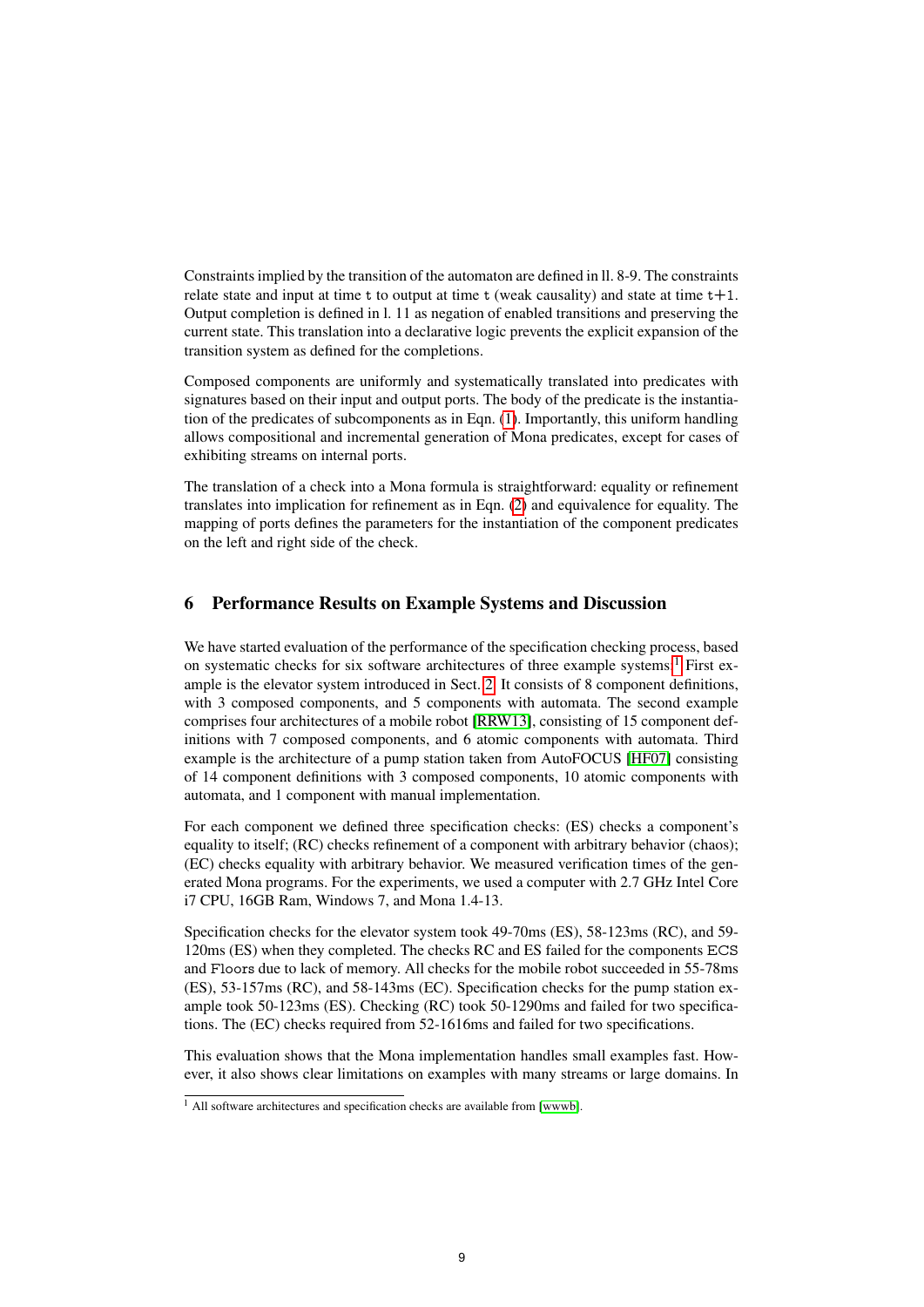Constraints implied by the transition of the automaton are defined in ll. 8-9. The constraints relate state and input at time t to output at time t (weak causality) and state at time t+1. Output completion is defined in l. 11 as negation of enabled transitions and preserving the current state. This translation into a declarative logic prevents the explicit expansion of the transition system as defined for the completions.

Composed components are uniformly and systematically translated into predicates with signatures based on their input and output ports. The body of the predicate is the instantiation of the predicates of subcomponents as in Eqn. (1). Importantly, this uniform handling allows compositional and incremental generation of Mona predicates, except for cases of exhibiting streams on internal ports.

The translation of a check into a Mona formula is straightforward: equality or refinement translates into implication for refinement as in Eqn. (2) and equivalence for equality. The mapping of ports defines the parameters for the instantiation of the component predicates on the left and right side of the check.

## 6 Performance Results on Example Systems and Discussion

We have started evaluation of the performance of the specification checking process, based on systematic checks for six software architectures of three example systems.[1] First example is the elevator system introduced in Sect. 2. It consists of 8 component definitions, with 3 composed components, and 5 components with automata. The second example comprises four architectures of a mobile robot [RRW13], consisting of 15 component definitions with 7 composed components, and 6 atomic components with automata. Third example is the architecture of a pump station taken from AutoFOCUS [HF07] consisting of 14 component definitions with 3 composed components, 10 atomic components with automata, and 1 component with manual implementation.

For each component we defined three specification checks: (ES) checks a component's equality to itself; (RC) checks refinement of a component with arbitrary behavior (chaos); (EC) checks equality with arbitrary behavior. We measured verification times of the generated Mona programs. For the experiments, we used a computer with 2.7 GHz Intel Core i7 CPU, 16GB Ram, Windows 7, and Mona 1.4-13.

Specification checks for the elevator system took 49-70ms (ES), 58-123ms (RC), and 59-120ms (ES) when they completed. The checks RC and ES failed for the components ECS and Floors due to lack of memory. All checks for the mobile robot succeeded in 55-78ms (ES), 53-157ms (RC), and 58-143ms (EC). Specification checks for the pump station example took 50-123ms (ES). Checking (RC) took 50-1290ms and failed for two specifications. The (EC) checks required from 52-1616ms and failed for two specifications.

This evaluation shows that the Mona implementation handles small examples fast. However, it also shows clear limitations on examples with many streams or large domains. In

[1] All software architectures and specification checks are available from [wwwb].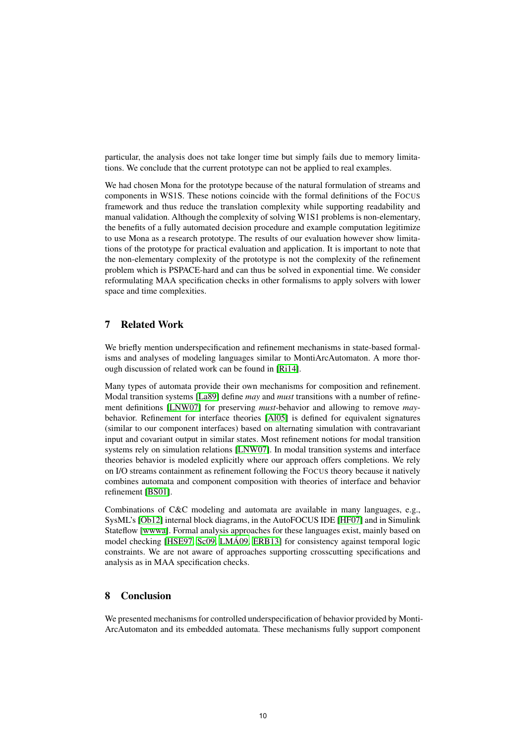particular, the analysis does not take longer time but simply fails due to memory limitations. We conclude that the current prototype can not be applied to real examples.

We had chosen Mona for the prototype because of the natural formulation of streams and components in WS1S. These notions coincide with the formal definitions of the FOCUS framework and thus reduce the translation complexity while supporting readability and manual validation. Although the complexity of solving W1S1 problems is non-elementary, the benefits of a fully automated decision procedure and example computation legitimize to use Mona as a research prototype. The results of our evaluation however show limitations of the prototype for practical evaluation and application. It is important to note that the non-elementary complexity of the prototype is not the complexity of the refinement problem which is PSPACE-hard and can thus be solved in exponential time. We consider reformulating MAA specification checks in other formalisms to apply solvers with lower space and time complexities.

## 7 Related Work

We briefly mention underspecification and refinement mechanisms in state-based formalisms and analyses of modeling languages similar to MontiArcAutomaton. A more thorough discussion of related work can be found in [Ri14].

Many types of automata provide their own mechanisms for composition and refinement. Modal transition systems [La89] define *may* and *must* transitions with a number of refinement definitions [LNW07] for preserving *must*-behavior and allowing to remove *may*-behavior. Refinement for interface theories [Al05] is defined for equivalent signatures (similar to our component interfaces) based on alternating simulation with contravariant input and covariant output in similar states. Most refinement notions for modal transition systems rely on simulation relations [LNW07]. In modal transition systems and interface theories behavior is modeled explicitly where our approach offers completions. We rely on I/O streams containment as refinement following the FOCUS theory because it natively combines automata and component composition with theories of interface and behavior refinement [BS01].

Combinations of C&C modeling and automata are available in many languages, e.g., SysML's [Ob12] internal block diagrams, in the AutoFOCUS IDE [HF07] and in Simulink Stateflow [wwwa]. Formal analysis approaches for these languages exist, mainly based on model checking [HSE97, Sc09, LMÁ09, ERB13] for consistency against temporal logic constraints. We are not aware of approaches supporting crosscutting specifications and analysis as in MAA specification checks.

## 8 Conclusion

We presented mechanisms for controlled underspecification of behavior provided by MontiArcAutomaton and its embedded automata. These mechanisms fully support component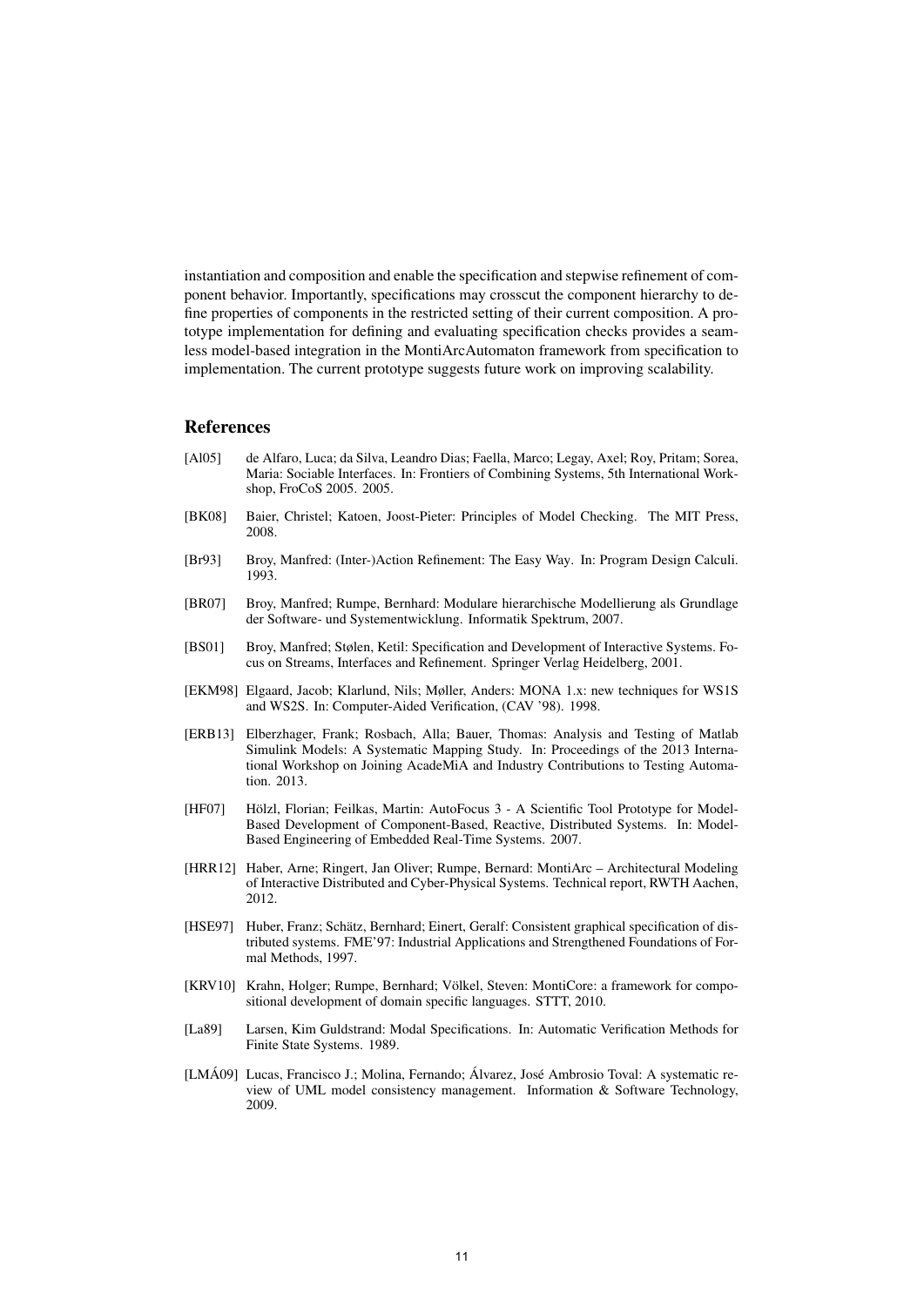instantiation and composition and enable the specification and stepwise refinement of component behavior. Importantly, specifications may crosscut the component hierarchy to define properties of components in the restricted setting of their current composition. A prototype implementation for defining and evaluating specification checks provides a seamless model-based integration in the MontiArcAutomaton framework from specification to implementation. The current prototype suggests future work on improving scalability.

## References

- [Al05] de Alfaro, Luca; da Silva, Leandro Dias; Faella, Marco; Legay, Axel; Roy, Pritam; Sorea, Maria: Sociable Interfaces. In: Frontiers of Combining Systems, 5th International Workshop, FroCoS 2005. 2005.
- [BK08] Baier, Christel; Katoen, Joost-Pieter: Principles of Model Checking. The MIT Press, 2008.
- [Br93] Broy, Manfred: (Inter-)Action Refinement: The Easy Way. In: Program Design Calculi. 1993.
- [BR07] Broy, Manfred; Rumpe, Bernhard: Modulare hierarchische Modellierung als Grundlage der Software- und Systementwicklung. Informatik Spektrum, 2007.
- [BS01] Broy, Manfred; Stølen, Ketil: Specification and Development of Interactive Systems. Focus on Streams, Interfaces and Refinement. Springer Verlag Heidelberg, 2001.
- [EKM98] Elgaard, Jacob; Klarlund, Nils; Møller, Anders: MONA 1.x: new techniques for WS1S and WS2S. In: Computer-Aided Verification, (CAV '98). 1998.
- [ERB13] Elberzhager, Frank; Rosbach, Alla; Bauer, Thomas: Analysis and Testing of Matlab Simulink Models: A Systematic Mapping Study. In: Proceedings of the 2013 International Workshop on Joining AcadeMiA and Industry Contributions to Testing Automation. 2013.
- [HF07] Hölzl, Florian; Feilkas, Martin: AutoFocus 3 - A Scientific Tool Prototype for Model-Based Development of Component-Based, Reactive, Distributed Systems. In: Model-Based Engineering of Embedded Real-Time Systems. 2007.
- [HRR12] Haber, Arne; Ringert, Jan Oliver; Rumpe, Bernard: MontiArc – Architectural Modeling of Interactive Distributed and Cyber-Physical Systems. Technical report, RWTH Aachen, 2012.
- [HSE97] Huber, Franz; Schätz, Bernhard; Einert, Geralf: Consistent graphical specification of distributed systems. FME'97: Industrial Applications and Strengthened Foundations of Formal Methods, 1997.
- [KRV10] Krahn, Holger; Rumpe, Bernhard; Völkel, Steven: MontiCore: a framework for compositional development of domain specific languages. STTT, 2010.
- [La89] Larsen, Kim Guldstrand: Modal Specifications. In: Automatic Verification Methods for Finite State Systems. 1989.
- [LMÁ09] Lucas, Francisco J.; Molina, Fernando; Álvarez, José Ambrosio Toval: A systematic review of UML model consistency management. Information & Software Technology, 2009.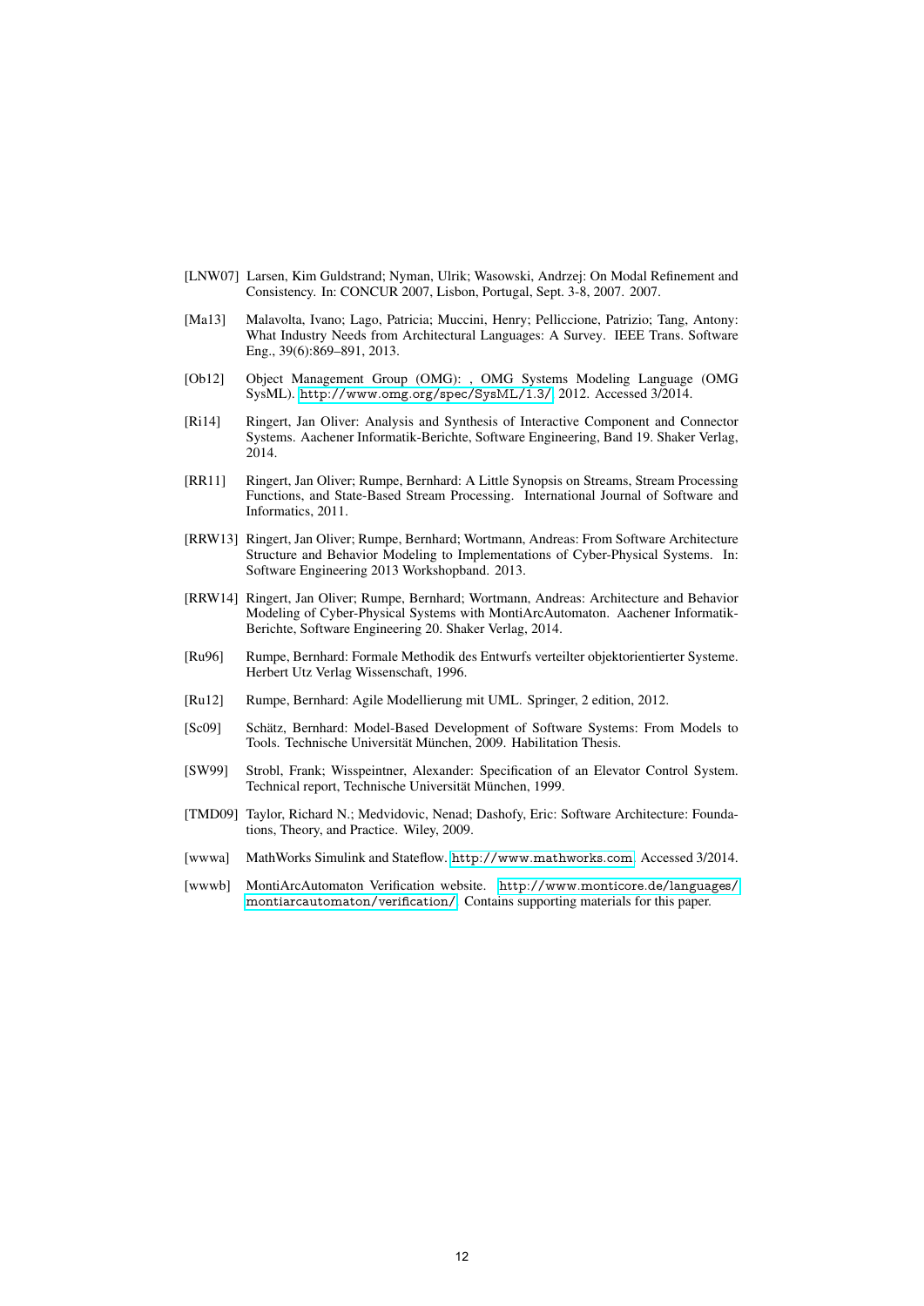[LNW07] Larsen, Kim Guldstrand; Nyman, Ulrik; Wasowski, Andrzej: On Modal Refinement and Consistency. In: CONCUR 2007, Lisbon, Portugal, Sept. 3-8, 2007. 2007.

[Ma13] Malavolta, Ivano; Lago, Patricia; Muccini, Henry; Pelliccione, Patrizio; Tang, Antony: What Industry Needs from Architectural Languages: A Survey. IEEE Trans. Software Eng., 39(6):869–891, 2013.

[Ob12] Object Management Group (OMG): , OMG Systems Modeling Language (OMG SysML). http://www.omg.org/spec/SysML/1.3/, 2012. Accessed 3/2014.

[Ri14] Ringert, Jan Oliver: Analysis and Synthesis of Interactive Component and Connector Systems. Aachener Informatik-Berichte, Software Engineering, Band 19. Shaker Verlag, 2014.

[RR11] Ringert, Jan Oliver; Rumpe, Bernhard: A Little Synopsis on Streams, Stream Processing Functions, and State-Based Stream Processing. International Journal of Software and Informatics, 2011.

[RRW13] Ringert, Jan Oliver; Rumpe, Bernhard; Wortmann, Andreas: From Software Architecture Structure and Behavior Modeling to Implementations of Cyber-Physical Systems. In: Software Engineering 2013 Workshopband. 2013.

[RRW14] Ringert, Jan Oliver; Rumpe, Bernhard; Wortmann, Andreas: Architecture and Behavior Modeling of Cyber-Physical Systems with MontiArcAutomaton. Aachener Informatik-Berichte, Software Engineering 20. Shaker Verlag, 2014.

[Ru96] Rumpe, Bernhard: Formale Methodik des Entwurfs verteilter objektorientierter Systeme. Herbert Utz Verlag Wissenschaft, 1996.

[Ru12] Rumpe, Bernhard: Agile Modellierung mit UML. Springer, 2 edition, 2012.

[Sc09] Schätz, Bernhard: Model-Based Development of Software Systems: From Models to Tools. Technische Universität München, 2009. Habilitation Thesis.

[SW99] Strobl, Frank; Wisspeintner, Alexander: Specification of an Elevator Control System. Technical report, Technische Universität München, 1999.

[TMD09] Taylor, Richard N.; Medvidovic, Nenad; Dashofy, Eric: Software Architecture: Foundations, Theory, and Practice. Wiley, 2009.

[wwwa] MathWorks Simulink and Stateflow. http://www.mathworks.com. Accessed 3/2014.

[wwwb] MontiArcAutomaton Verification website. http://www.monticore.de/languages/montiarcautomaton/verification/. Contains supporting materials for this paper.